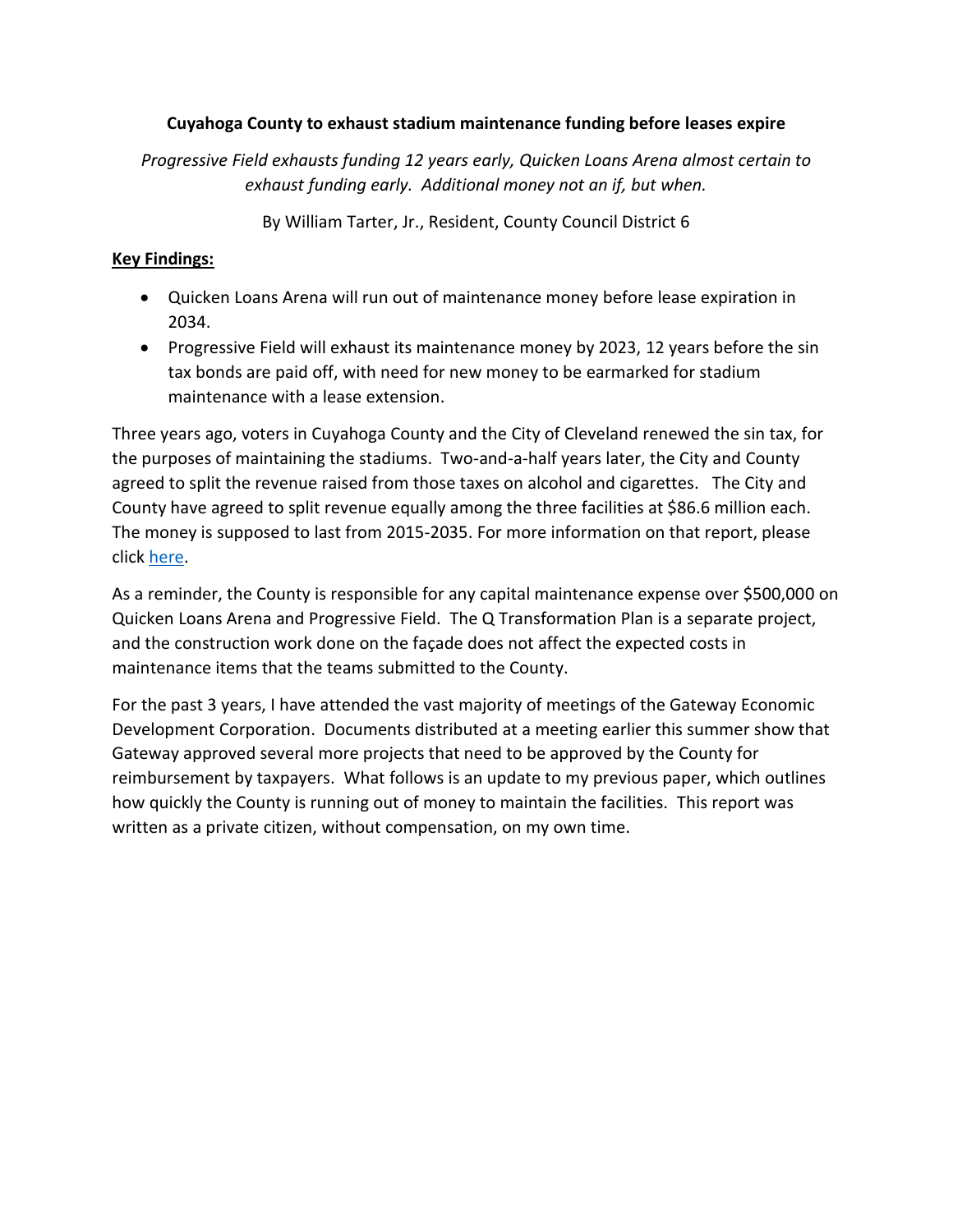# Cuyahoga County to exhaust stadium maintenance funding before leases expire

*Progressive Field exhausts funding 12 years early, Quicken Loans Arena almost certain to exhaust funding early. Additional money not an if, but when.*

By William Tarter, Jr., Resident, County Council District 6

**Key Findings:**

- Quicken Loans Arena will run out of maintenance money before lease expiration in 2034.
- Progressive Field will exhaust its maintenance money by 2023, 12 years before the sin tax bonds are paid off, with need for new money to be earmarked for stadium maintenance with a lease extension.

Three years ago, voters in Cuyahoga County and the City of Cleveland renewed the sin tax, for the purposes of maintaining the stadiums. Two-and-a-half years later, the City and County agreed to split the revenue raised from those taxes on alcohol and cigarettes. The City and County have agreed to split revenue equally among the three facilities at $86.6 million each. The money is supposed to last from 2015-2035. For more information on that report, please click [here](#).

As a reminder, the County is responsible for any capital maintenance expense over $500,000 on Quicken Loans Arena and Progressive Field. The Q Transformation Plan is a separate project, and the construction work done on the façade does not affect the expected costs in maintenance items that the teams submitted to the County.

For the past 3 years, I have attended the vast majority of meetings of the Gateway Economic Development Corporation. Documents distributed at a meeting earlier this summer show that Gateway approved several more projects that need to be approved by the County for reimbursement by taxpayers. What follows is an update to my previous paper, which outlines how quickly the County is running out of money to maintain the facilities. This report was written as a private citizen, without compensation, on my own time.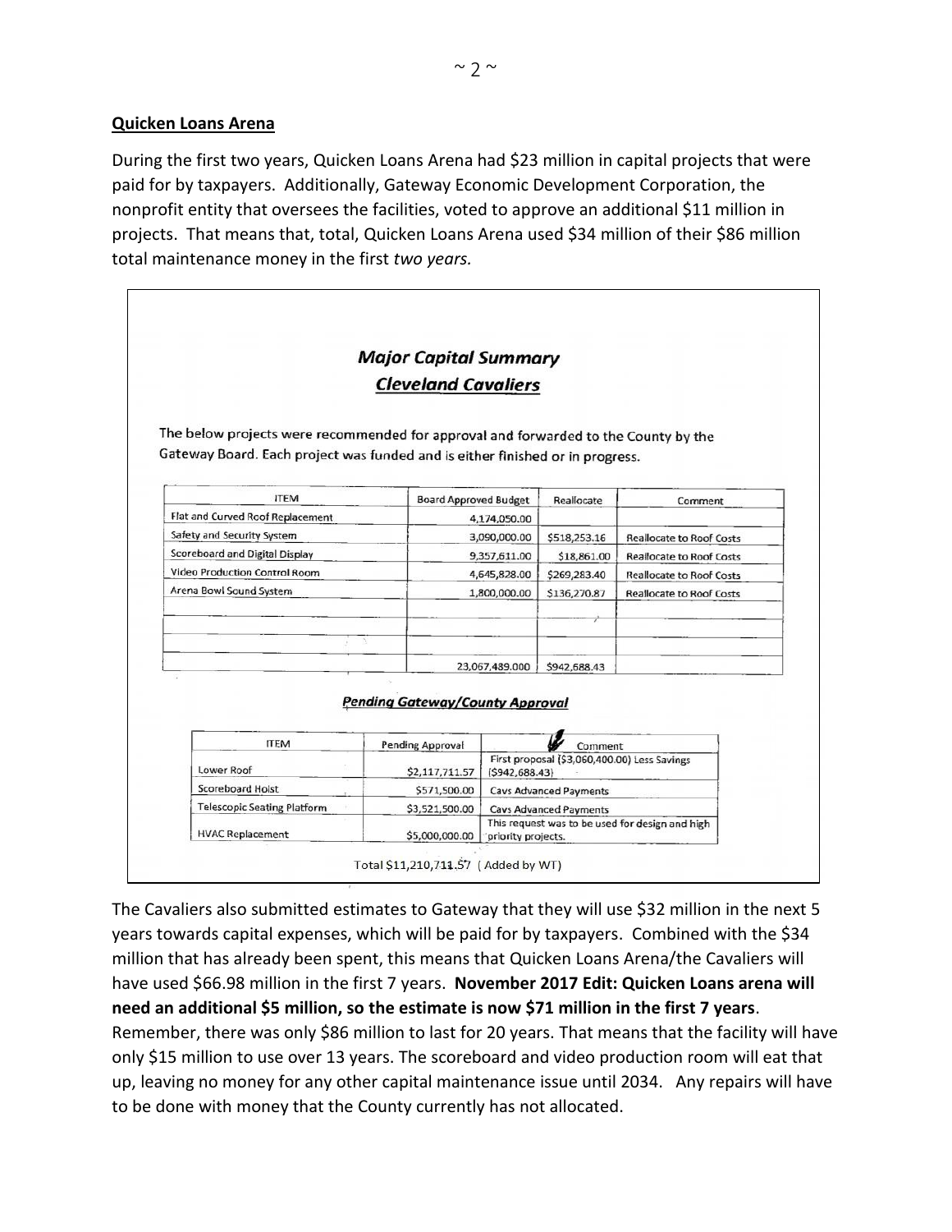## Quicken Loans Arena

During the first two years, Quicken Loans Arena had $23 million in capital projects that were paid for by taxpayers. Additionally, Gateway Economic Development Corporation, the nonprofit entity that oversees the facilities, voted to approve an additional $11 million in projects. That means that, total, Quicken Loans Arena used $34 million of their $86 million total maintenance money in the first *two years.*

### *Major Capital Summary*

### *Cleveland Cavaliers*

The below projects were recommended for approval and forwarded to the County by the Gateway Board. Each project was funded and is either finished or in progress.

| ITEM | Board Approved Budget | Reallocate | Comment |
|---|---|---|---|
| Flat and Curved Roof Replacement | 4,174,050.00 | | |
| Safety and Security System | 3,090,000.00 | $518,253.16 | Reallocate to Roof Costs |
| Scoreboard and Digital Display | 9,357,611.00 | $18,861.00 | Reallocate to Roof Costs |
| Video Production Control Room | 4,645,828.00 | $269,283.40 | Reallocate to Roof Costs |
| Arena Bowl Sound System | 1,800,000.00 | $136,270.87 | Reallocate to Roof Costs |
| | | | |
| | | | |
| | | | |
| | 23,067,489.000 | $942,688.43 | |

***Pending Gateway/County Approval***

| ITEM | Pending Approval | Comment |
|---|---|---|
| Lower Roof | $2,117,711.57 | First proposal ($3,060,400.00) Less Savings ($942,688.43) |
| Scoreboard Hoist | $571,500.00 | Cavs Advanced Payments |
| Telescopic Seating Platform | $3,521,500.00 | Cavs Advanced Payments |
| HVAC Replacement | $5,000,000.00 | This request was to be used for design and high priority projects. |

Total $11,210,711.57 ( Added by WT)

The Cavaliers also submitted estimates to Gateway that they will use $32 million in the next 5 years towards capital expenses, which will be paid for by taxpayers. Combined with the $34 million that has already been spent, this means that Quicken Loans Arena/the Cavaliers will have used $66.98 million in the first 7 years. **November 2017 Edit: Quicken Loans arena will need an additional $5 million, so the estimate is now $71 million in the first 7 years**. Remember, there was only $86 million to last for 20 years. That means that the facility will have only $15 million to use over 13 years. The scoreboard and video production room will eat that up, leaving no money for any other capital maintenance issue until 2034. Any repairs will have to be done with money that the County currently has not allocated.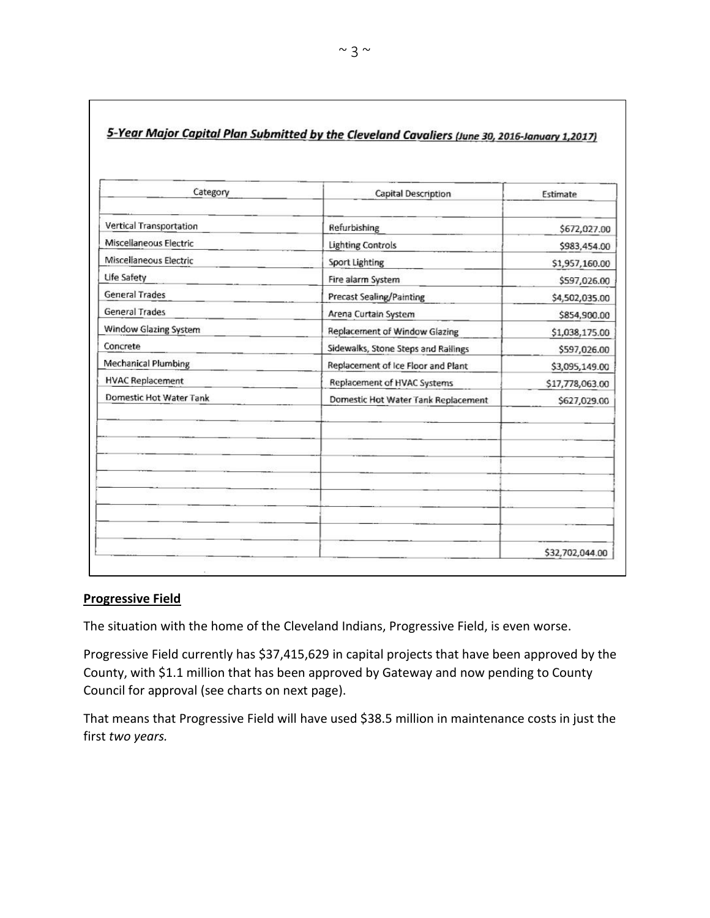## 5-Year Major Capital Plan Submitted by the Cleveland Cavaliers (June 30, 2016-January 1,2017)

| Category | Capital Description | Estimate |
| --- | --- | --- |
| Vertical Transportation | Refurbishing | $672,027.00 |
| Miscellaneous Electric | Lighting Controls | $983,454.00 |
| Miscellaneous Electric | Sport Lighting | $1,957,160.00 |
| Life Safety | Fire alarm System | $597,026.00 |
| General Trades | Precast Sealing/Painting | $4,502,035.00 |
| General Trades | Arena Curtain System | $854,900.00 |
| Window Glazing System | Replacement of Window Glazing | $1,038,175.00 |
| Concrete | Sidewalks, Stone Steps and Railings | $597,026.00 |
| Mechanical Plumbing | Replacement of Ice Floor and Plant | $3,095,149.00 |
| HVAC Replacement | Replacement of HVAC Systems | $17,778,063.00 |
| Domestic Hot Water Tank | Domestic Hot Water Tank Replacement | $627,029.00 |
| | | $32,702,044.00 |

**Progressive Field**

The situation with the home of the Cleveland Indians, Progressive Field, is even worse.

Progressive Field currently has $37,415,629 in capital projects that have been approved by the County, with $1.1 million that has been approved by Gateway and now pending to County Council for approval (see charts on next page).

That means that Progressive Field will have used $38.5 million in maintenance costs in just the first *two years.*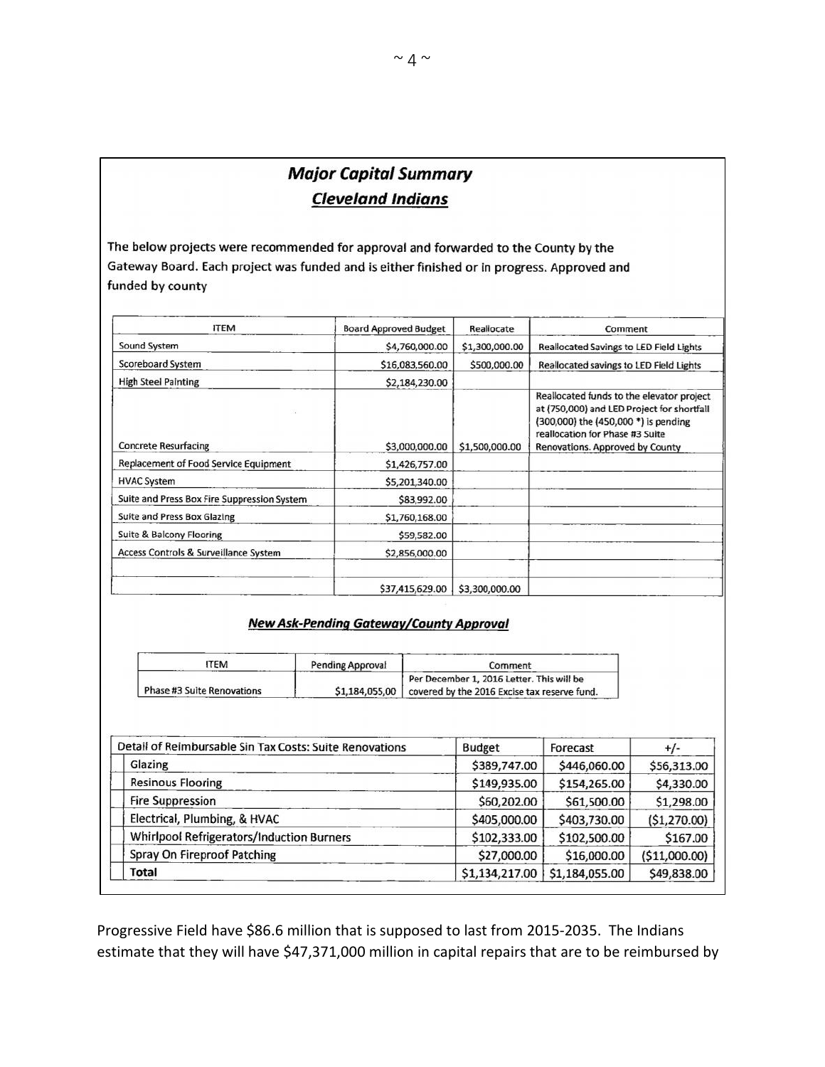## *Major Capital Summary*

### *Cleveland Indians*

The below projects were recommended for approval and forwarded to the County by the Gateway Board. Each project was funded and is either finished or in progress. Approved and funded by county

| ITEM | Board Approved Budget | Reallocate | Comment |
|---|---|---|---|
| Sound System | $4,760,000.00 | $1,300,000.00 | Reallocated Savings to LED Field Lights |
| Scoreboard System | $16,083,560.00 | $500,000.00 | Reallocated savings to LED Field Lights |
| High Steel Painting | $2,184,230.00 | | |
| Concrete Resurfacing | $3,000,000.00 | $1,500,000.00 | Reallocated funds to the elevator project at (750,000) and LED Project for shortfall (300,000) the (450,000 *) is pending reallocation for Phase #3 Suite Renovations. Approved by County |
| Replacement of Food Service Equipment | $1,426,757.00 | | |
| HVAC System | $5,201,340.00 | | |
| Suite and Press Box Fire Suppression System | $83,992.00 | | |
| Suite and Press Box Glazing | $1,760,168.00 | | |
| Suite & Balcony Flooring | $59,582.00 | | |
| Access Controls & Surveillance System | $2,856,000.00 | | |
| | | | |
| | $37,415,629.00 | $3,300,000.00 | |

### *New Ask-Pending Gateway/County Approval*

| ITEM | Pending Approval | Comment |
|---|---|---|
| Phase #3 Suite Renovations | $1,184,055,00 | Per December 1, 2016 Letter. This will be covered by the 2016 Excise tax reserve fund. |

| Detail of Reimbursable Sin Tax Costs: Suite Renovations | Budget | Forecast | +/- |
|---|---|---|---|
| Glazing | $389,747.00 | $446,060.00 | $56,313.00 |
| Resinous Flooring | $149,935.00 | $154,265.00 | $4,330.00 |
| Fire Suppression | $60,202.00 | $61,500.00 | $1,298.00 |
| Electrical, Plumbing, & HVAC | $405,000.00 | $403,730.00 | ($1,270.00) |
| Whirlpool Refrigerators/Induction Burners | $102,333.00 | $102,500.00 | $167.00 |
| Spray On Fireproof Patching | $27,000.00 | $16,000.00 | ($11,000.00) |
| **Total** | $1,134,217.00 | $1,184,055.00 | $49,838.00 |

Progressive Field have $86.6 million that is supposed to last from 2015-2035. The Indians estimate that they will have $47,371,000 million in capital repairs that are to be reimbursed by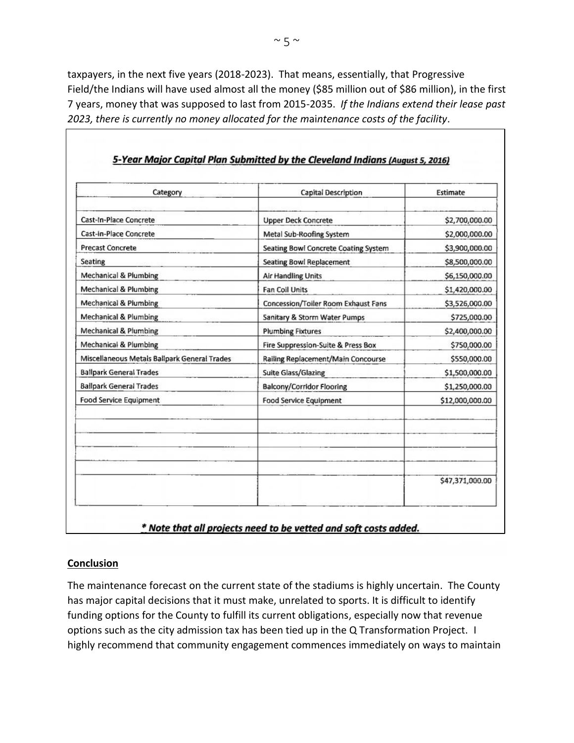taxpayers, in the next five years (2018-2023). That means, essentially, that Progressive Field/the Indians will have used almost all the money ($85 million out of $86 million), in the first 7 years, money that was supposed to last from 2015-2035. *If the Indians extend their lease past 2023, there is currently no money allocated for the maintenance costs of the facility*.

**5-Year Major Capital Plan Submitted by the Cleveland Indians (August 5, 2016)**

| Category | Capital Description | Estimate |
|---|---|---|
| Cast-In-Place Concrete | Upper Deck Concrete | $2,700,000.00 |
| Cast-In-Place Concrete | Metal Sub-Roofing System | $2,000,000.00 |
| Precast Concrete | Seating Bowl Concrete Coating System | $3,900,000.00 |
| Seating | Seating Bowl Replacement | $8,500,000.00 |
| Mechanical & Plumbing | Air Handling Units | $6,150,000.00 |
| Mechanical & Plumbing | Fan Coil Units | $1,420,000.00 |
| Mechanical & Plumbing | Concession/Toiler Room Exhaust Fans | $3,526,000.00 |
| Mechanical & Plumbing | Sanitary & Storm Water Pumps | $725,000.00 |
| Mechanical & Plumbing | Plumbing Fixtures | $2,400,000.00 |
| Mechanical & Plumbing | Fire Suppression-Suite & Press Box | $750,000.00 |
| Miscellaneous Metals Ballpark General Trades | Railing Replacement/Main Concourse | $550,000.00 |
| Ballpark General Trades | Suite Glass/Glazing | $1,500,000.00 |
| Ballpark General Trades | Balcony/Corridor Flooring | $1,250,000.00 |
| Food Service Equipment | Food Service Equipment | $12,000,000.00 |
| | | $47,371,000.00 |

*** Note that all projects need to be vetted and soft costs added.**

**Conclusion**

The maintenance forecast on the current state of the stadiums is highly uncertain. The County has major capital decisions that it must make, unrelated to sports. It is difficult to identify funding options for the County to fulfill its current obligations, especially now that revenue options such as the city admission tax has been tied up in the Q Transformation Project. I highly recommend that community engagement commences immediately on ways to maintain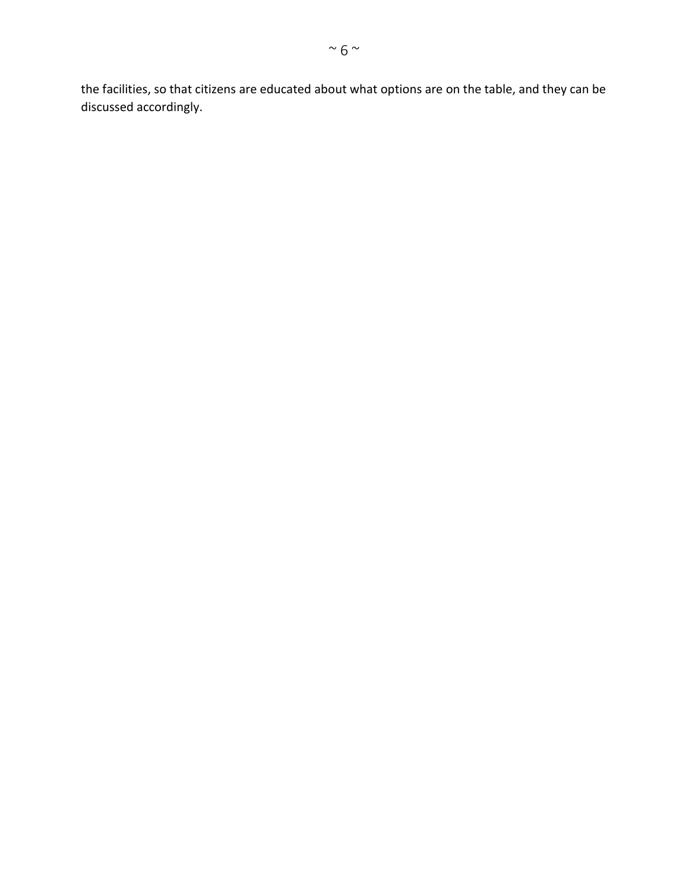the facilities, so that citizens are educated about what options are on the table, and they can be discussed accordingly.